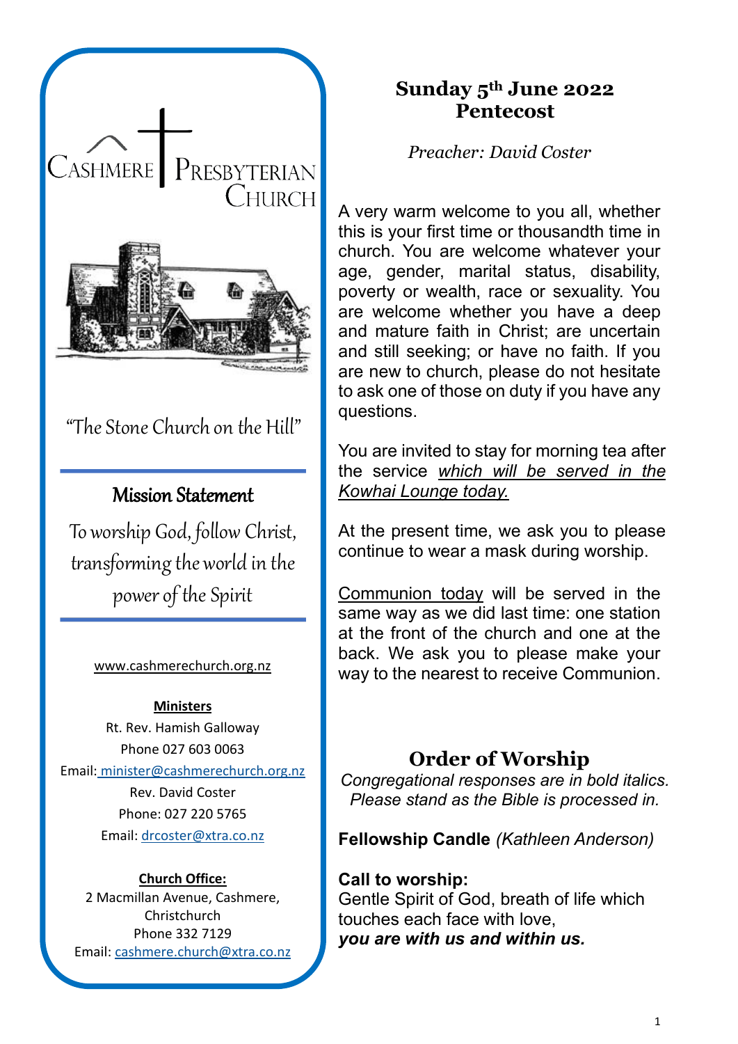# Cashmere Presbyterian Church

"The Stone Church on the Hill"

## Mission Statement

To worship God, follow Christ, transforming the world in the power of the Spirit

www.cashmerechurch.org.nz

**Ministers**

Rt. Rev. Hamish Galloway
Phone 027 603 0063
Email: minister@cashmerechurch.org.nz

Rev. David Coster
Phone: 027 220 5765
Email: drcoster@xtra.co.nz

**Church Office:**

2 Macmillan Avenue, Cashmere, Christchurch
Phone 332 7129
Email: cashmere.church@xtra.co.nz

# Sunday 5th June 2022
# Pentecost

*Preacher: David Coster*

A very warm welcome to you all, whether this is your first time or thousandth time in church. You are welcome whatever your age, gender, marital status, disability, poverty or wealth, race or sexuality. You are welcome whether you have a deep and mature faith in Christ; are uncertain and still seeking; or have no faith. If you are new to church, please do not hesitate to ask one of those on duty if you have any questions.

You are invited to stay for morning tea after the service *which will be served in the Kowhai Lounge today.*

At the present time, we ask you to please continue to wear a mask during worship.

Communion today will be served in the same way as we did last time: one station at the front of the church and one at the back. We ask you to please make your way to the nearest to receive Communion.

## Order of Worship

*Congregational responses are in bold italics.*
*Please stand as the Bible is processed in.*

**Fellowship Candle** *(Kathleen Anderson)*

**Call to worship:**
Gentle Spirit of God, breath of life which touches each face with love,
***you are with us and within us.***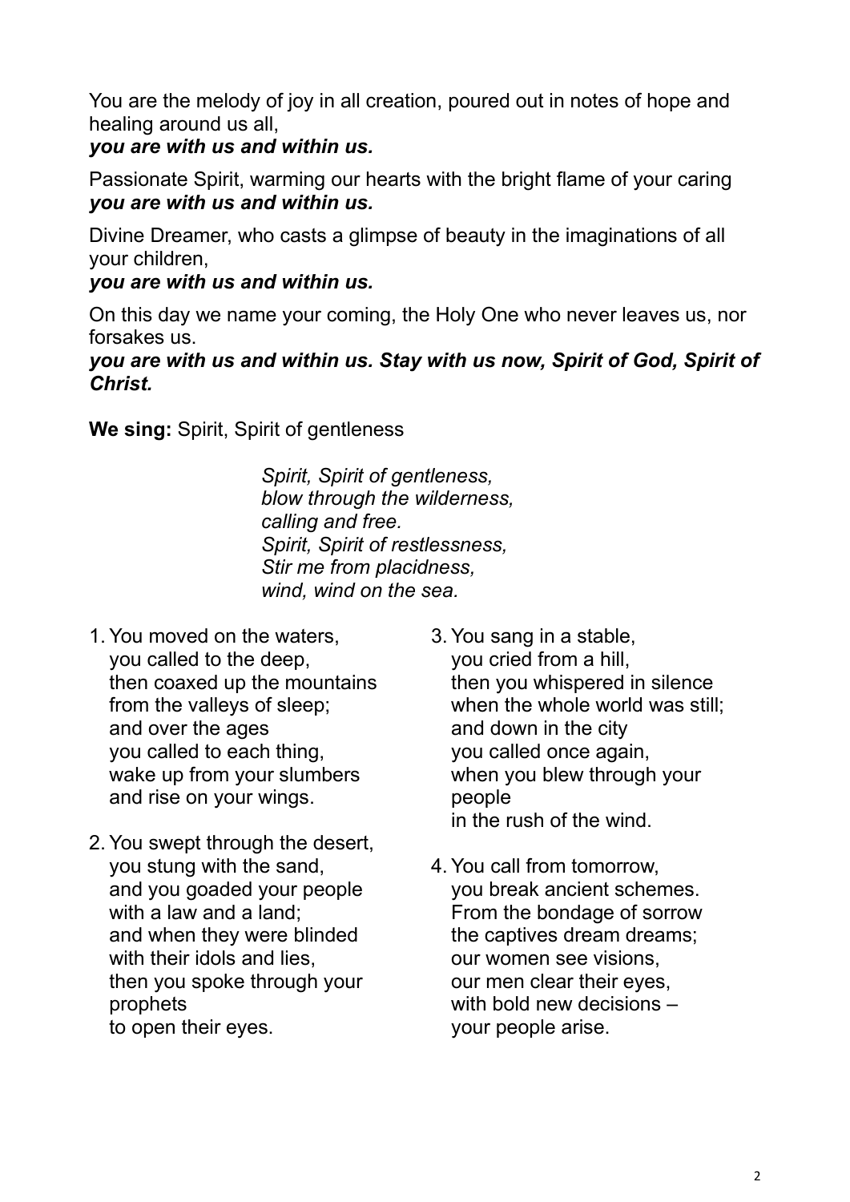You are the melody of joy in all creation, poured out in notes of hope and healing around us all,
***you are with us and within us.***

Passionate Spirit, warming our hearts with the bright flame of your caring
***you are with us and within us.***

Divine Dreamer, who casts a glimpse of beauty in the imaginations of all your children,
***you are with us and within us.***

On this day we name your coming, the Holy One who never leaves us, nor forsakes us.
***you are with us and within us. Stay with us now, Spirit of God, Spirit of Christ.***

**We sing:** Spirit, Spirit of gentleness

*Spirit, Spirit of gentleness,*
*blow through the wilderness,*
*calling and free.*
*Spirit, Spirit of restlessness,*
*Stir me from placidness,*
*wind, wind on the sea.*

1. You moved on the waters,
   you called to the deep,
   then coaxed up the mountains
   from the valleys of sleep;
   and over the ages
   you called to each thing,
   wake up from your slumbers
   and rise on your wings.

2. You swept through the desert,
   you stung with the sand,
   and you goaded your people
   with a law and a land;
   and when they were blinded
   with their idols and lies,
   then you spoke through your prophets
   to open their eyes.

3. You sang in a stable,
   you cried from a hill,
   then you whispered in silence
   when the whole world was still;
   and down in the city
   you called once again,
   when you blew through your people
   in the rush of the wind.

4. You call from tomorrow,
   you break ancient schemes.
   From the bondage of sorrow
   the captives dream dreams;
   our women see visions,
   our men clear their eyes,
   with bold new decisions –
   your people arise.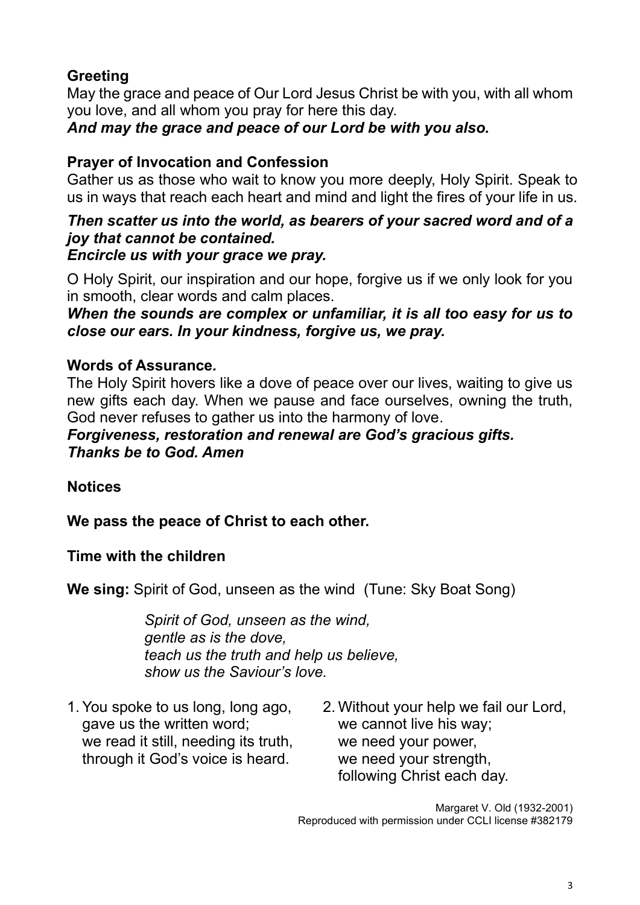**Greeting**

May the grace and peace of Our Lord Jesus Christ be with you, with all whom you love, and all whom you pray for here this day.

***And may the grace and peace of our Lord be with you also.***

**Prayer of Invocation and Confession**

Gather us as those who wait to know you more deeply, Holy Spirit. Speak to us in ways that reach each heart and mind and light the fires of your life in us.

***Then scatter us into the world, as bearers of your sacred word and of a joy that cannot be contained.***
***Encircle us with your grace we pray.***

O Holy Spirit, our inspiration and our hope, forgive us if we only look for you in smooth, clear words and calm places.

***When the sounds are complex or unfamiliar, it is all too easy for us to close our ears. In your kindness, forgive us, we pray.***

**Words of Assurance.**

The Holy Spirit hovers like a dove of peace over our lives, waiting to give us new gifts each day. When we pause and face ourselves, owning the truth, God never refuses to gather us into the harmony of love.

***Forgiveness, restoration and renewal are God's gracious gifts.***
***Thanks be to God. Amen***

**Notices**

**We pass the peace of Christ to each other.**

**Time with the children**

**We sing:** Spirit of God, unseen as the wind (Tune: Sky Boat Song)

*Spirit of God, unseen as the wind,*
*gentle as is the dove,*
*teach us the truth and help us believe,*
*show us the Saviour's love.*

1. You spoke to us long, long ago,
   gave us the written word;
   we read it still, needing its truth,
   through it God's voice is heard.

2. Without your help we fail our Lord,
   we cannot live his way;
   we need your power,
   we need your strength,
   following Christ each day.

Margaret V. Old (1932-2001)
Reproduced with permission under CCLI license #382179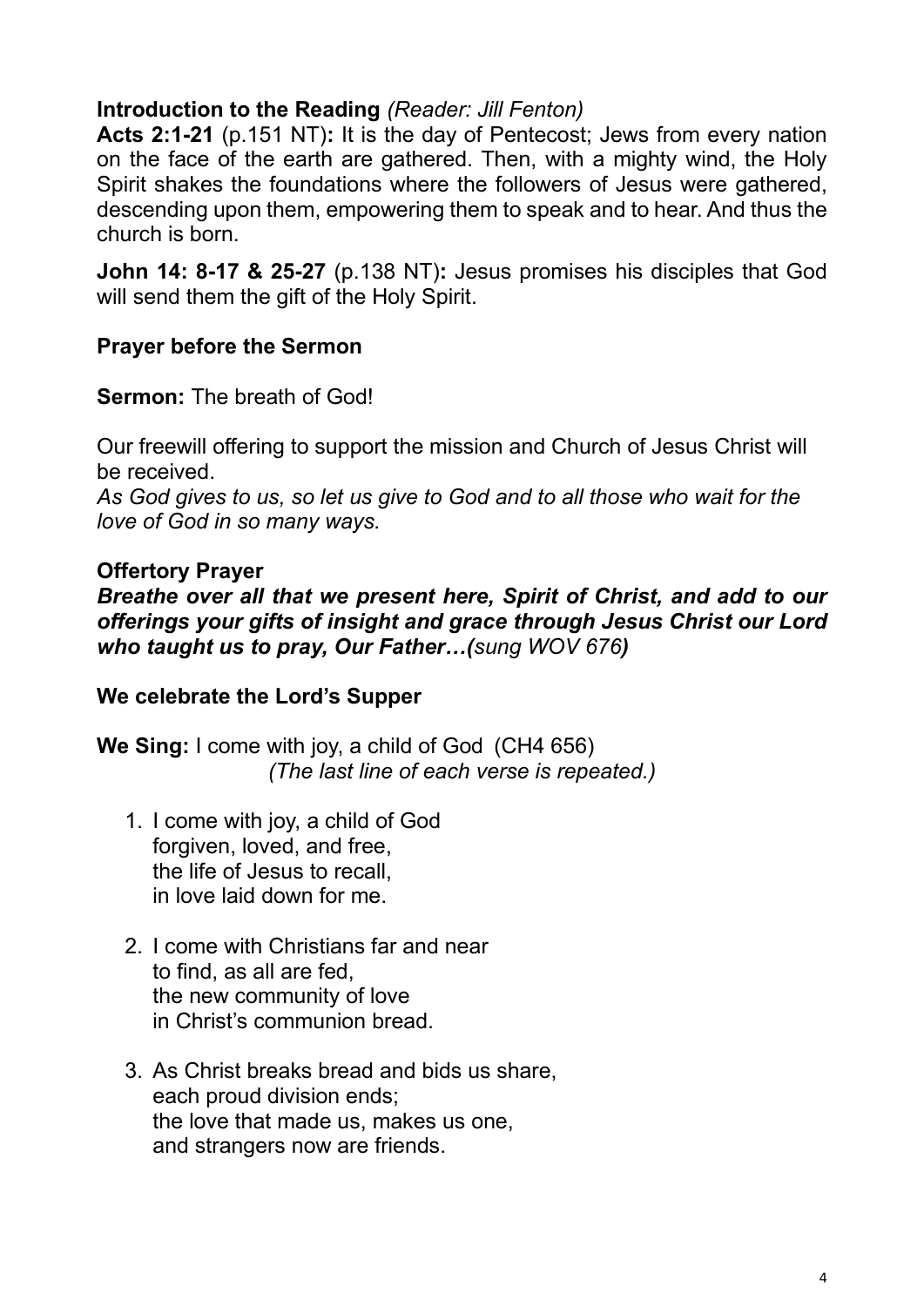**Introduction to the Reading** *(Reader: Jill Fenton)*

**Acts 2:1-21** (p.151 NT)**:** It is the day of Pentecost; Jews from every nation on the face of the earth are gathered. Then, with a mighty wind, the Holy Spirit shakes the foundations where the followers of Jesus were gathered, descending upon them, empowering them to speak and to hear. And thus the church is born.

**John 14: 8-17 & 25-27** (p.138 NT)**:** Jesus promises his disciples that God will send them the gift of the Holy Spirit.

**Prayer before the Sermon**

**Sermon:** The breath of God!

Our freewill offering to support the mission and Church of Jesus Christ will be received.
*As God gives to us, so let us give to God and to all those who wait for the love of God in so many ways.*

**Offertory Prayer**
***Breathe over all that we present here, Spirit of Christ, and add to our offerings your gifts of insight and grace through Jesus Christ our Lord who taught us to pray, Our Father…(****sung WOV 676****)***

**We celebrate the Lord's Supper**

**We Sing:** I come with joy, a child of God (CH4 656)
*(The last line of each verse is repeated.)*

1. I come with joy, a child of God
   forgiven, loved, and free,
   the life of Jesus to recall,
   in love laid down for me.

2. I come with Christians far and near
   to find, as all are fed,
   the new community of love
   in Christ's communion bread.

3. As Christ breaks bread and bids us share,
   each proud division ends;
   the love that made us, makes us one,
   and strangers now are friends.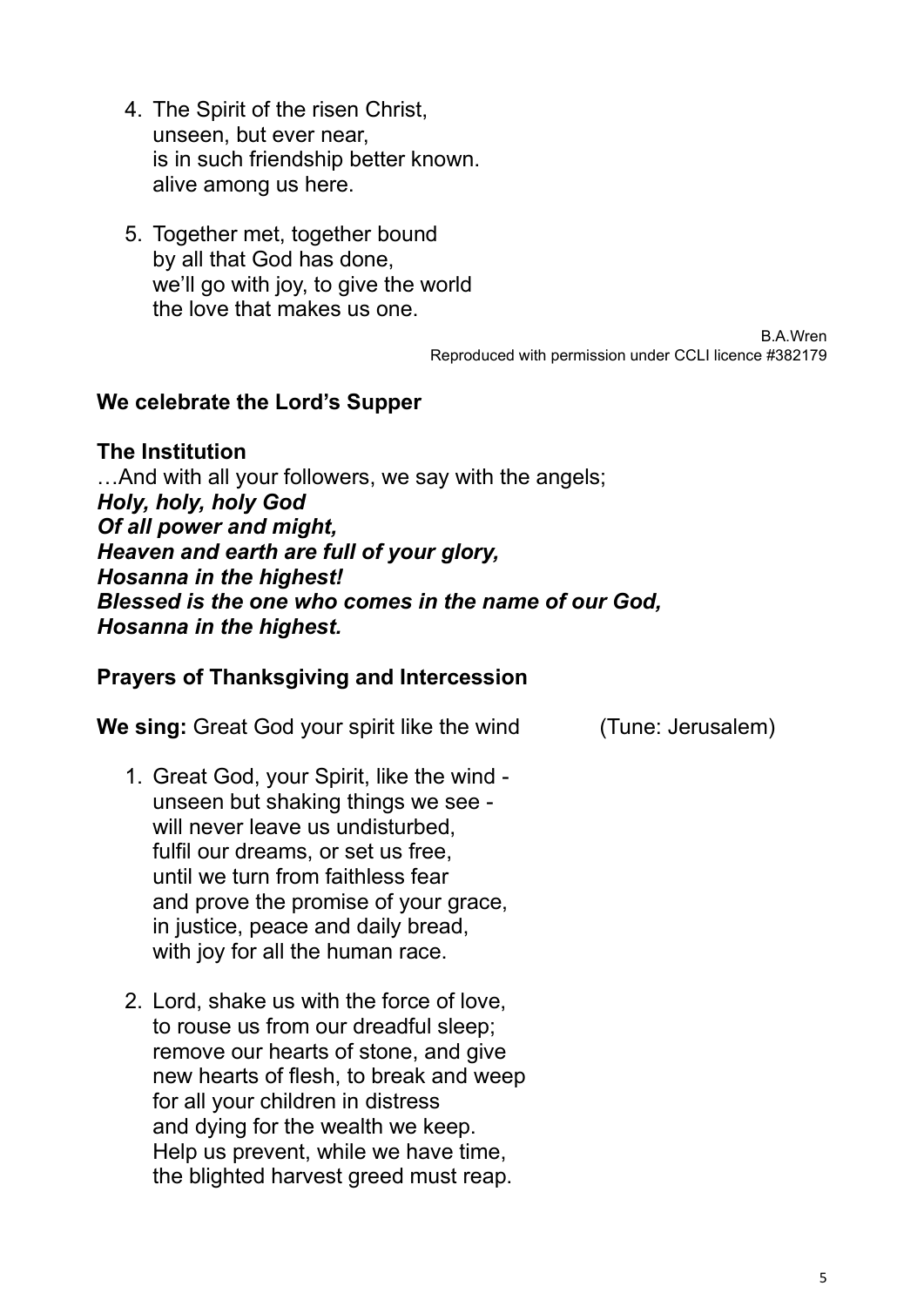4. The Spirit of the risen Christ,  
   unseen, but ever near,  
   is in such friendship better known.  
   alive among us here.

5. Together met, together bound  
   by all that God has done,  
   we'll go with joy, to give the world  
   the love that makes us one.

B.A.Wren  
Reproduced with permission under CCLI licence #382179

**We celebrate the Lord's Supper**

**The Institution**  
…And with all your followers, we say with the angels;  
***Holy, holy, holy God***  
***Of all power and might,***  
***Heaven and earth are full of your glory,***  
***Hosanna in the highest!***  
***Blessed is the one who comes in the name of our God,***  
***Hosanna in the highest.***

**Prayers of Thanksgiving and Intercession**

**We sing:** Great God your spirit like the wind (Tune: Jerusalem)

1. Great God, your Spirit, like the wind -  
   unseen but shaking things we see -  
   will never leave us undisturbed,  
   fulfil our dreams, or set us free,  
   until we turn from faithless fear  
   and prove the promise of your grace,  
   in justice, peace and daily bread,  
   with joy for all the human race.

2. Lord, shake us with the force of love,  
   to rouse us from our dreadful sleep;  
   remove our hearts of stone, and give  
   new hearts of flesh, to break and weep  
   for all your children in distress  
   and dying for the wealth we keep.  
   Help us prevent, while we have time,  
   the blighted harvest greed must reap.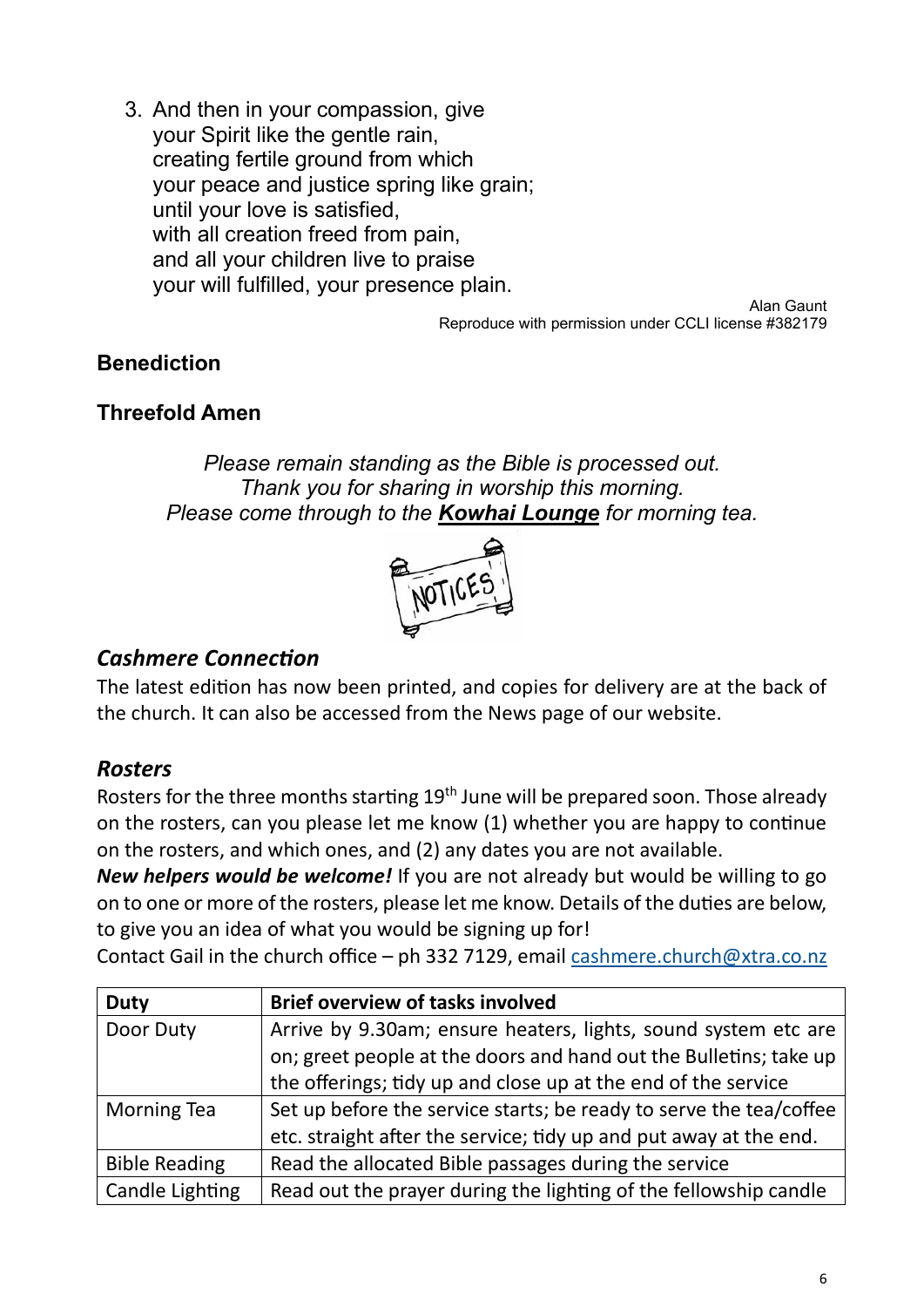3. And then in your compassion, give
   your Spirit like the gentle rain,
   creating fertile ground from which
   your peace and justice spring like grain;
   until your love is satisfied,
   with all creation freed from pain,
   and all your children live to praise
   your will fulfilled, your presence plain.

Alan Gaunt
Reproduce with permission under CCLI license #382179

**Benediction**

**Threefold Amen**

*Please remain standing as the Bible is processed out.*
*Thank you for sharing in worship this morning.*
*Please come through to the **Kowhai Lounge** for morning tea.*

## *Cashmere Connection*

The latest edition has now been printed, and copies for delivery are at the back of the church. It can also be accessed from the News page of our website.

## *Rosters*

Rosters for the three months starting 19th June will be prepared soon. Those already on the rosters, can you please let me know (1) whether you are happy to continue on the rosters, and which ones, and (2) any dates you are not available.

***New helpers would be welcome!*** If you are not already but would be willing to go on to one or more of the rosters, please let me know. Details of the duties are below, to give you an idea of what you would be signing up for!

Contact Gail in the church office – ph 332 7129, email cashmere.church@xtra.co.nz

| Duty | Brief overview of tasks involved |
|---|---|
| Door Duty | Arrive by 9.30am; ensure heaters, lights, sound system etc are on; greet people at the doors and hand out the Bulletins; take up the offerings; tidy up and close up at the end of the service |
| Morning Tea | Set up before the service starts; be ready to serve the tea/coffee etc. straight after the service; tidy up and put away at the end. |
| Bible Reading | Read the allocated Bible passages during the service |
| Candle Lighting | Read out the prayer during the lighting of the fellowship candle |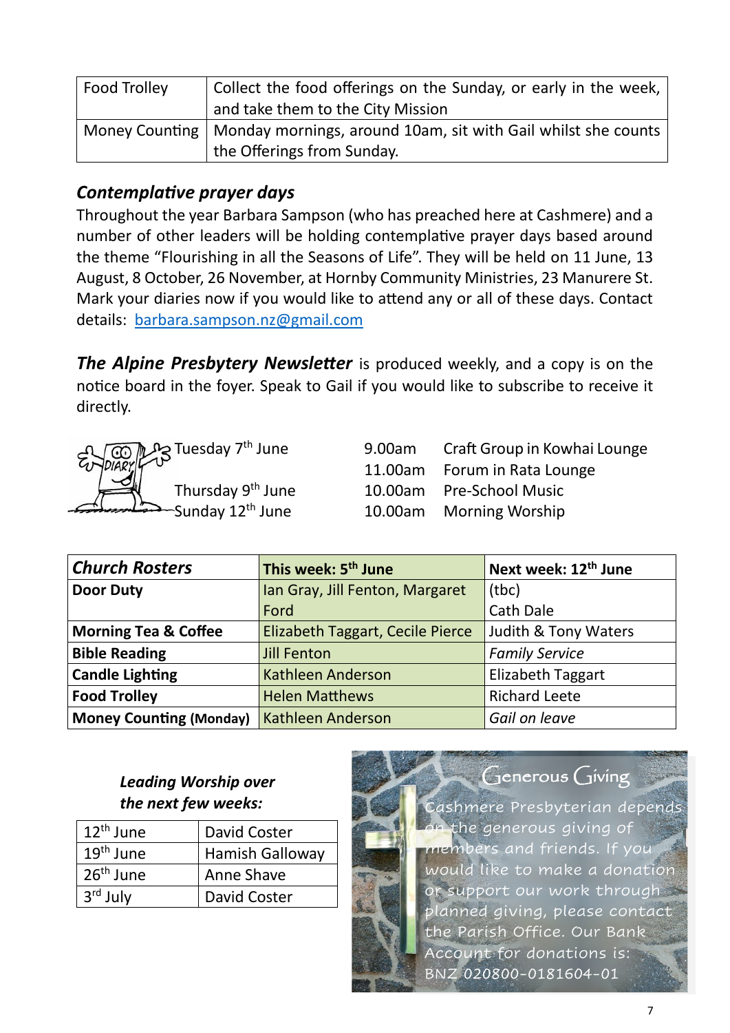| Food Trolley | Collect the food offerings on the Sunday, or early in the week, and take them to the City Mission |
|---|---|
| Money Counting | Monday mornings, around 10am, sit with Gail whilst she counts the Offerings from Sunday. |

### *Contemplative prayer days*

Throughout the year Barbara Sampson (who has preached here at Cashmere) and a number of other leaders will be holding contemplative prayer days based around the theme "Flourishing in all the Seasons of Life". They will be held on 11 June, 13 August, 8 October, 26 November, at Hornby Community Ministries, 23 Manurere St. Mark your diaries now if you would like to attend any or all of these days. Contact details: barbara.sampson.nz@gmail.com

***The Alpine Presbytery Newsletter*** is produced weekly, and a copy is on the notice board in the foyer. Speak to Gail if you would like to subscribe to receive it directly.

| | | |
|---|---|---|
| Tuesday 7th June | 9.00am | Craft Group in Kowhai Lounge |
| | 11.00am | Forum in Rata Lounge |
| Thursday 9th June | 10.00am | Pre-School Music |
| Sunday 12th June | 10.00am | Morning Worship |

| ***Church Rosters*** | **This week: 5th June** | **Next week: 12th June** |
|---|---|---|
| **Door Duty** | Ian Gray, Jill Fenton, Margaret Ford | (tbc) Cath Dale |
| **Morning Tea & Coffee** | Elizabeth Taggart, Cecile Pierce | Judith & Tony Waters |
| **Bible Reading** | Jill Fenton | *Family Service* |
| **Candle Lighting** | Kathleen Anderson | Elizabeth Taggart |
| **Food Trolley** | Helen Matthews | Richard Leete |
| **Money Counting (Monday)** | Kathleen Anderson | *Gail on leave* |

***Leading Worship over the next few weeks:***

| | |
|---|---|
| 12th June | David Coster |
| 19th June | Hamish Galloway |
| 26th June | Anne Shave |
| 3rd July | David Coster |

**Generous Giving**

Cashmere Presbyterian depends on the generous giving of members and friends. If you would like to make a donation or support our work through planned giving, please contact the Parish Office. Our Bank Account for donations is: BNZ 020800-0181604-01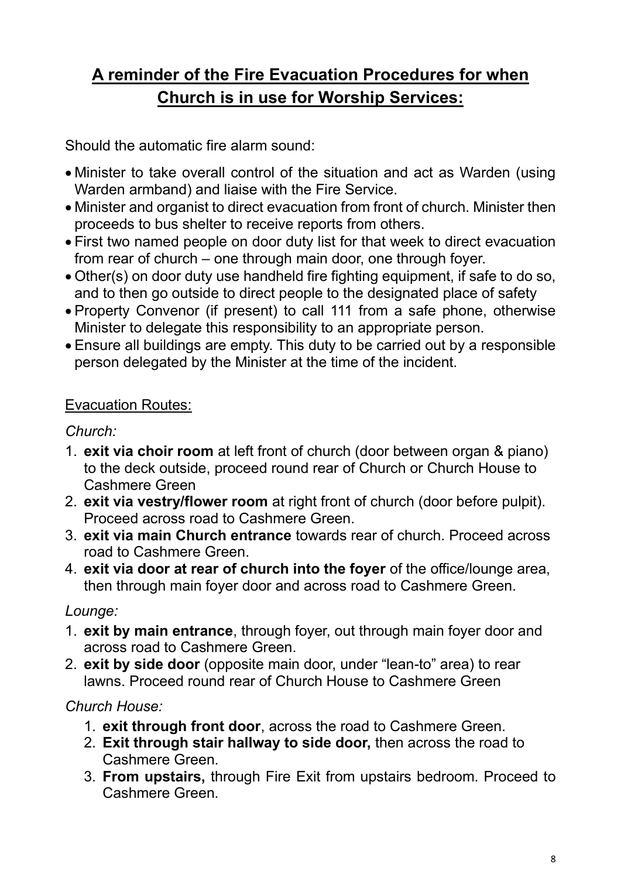# A reminder of the Fire Evacuation Procedures for when Church is in use for Worship Services:

Should the automatic fire alarm sound:

- Minister to take overall control of the situation and act as Warden (using Warden armband) and liaise with the Fire Service.
- Minister and organist to direct evacuation from front of church. Minister then proceeds to bus shelter to receive reports from others.
- First two named people on door duty list for that week to direct evacuation from rear of church – one through main door, one through foyer.
- Other(s) on door duty use handheld fire fighting equipment, if safe to do so, and to then go outside to direct people to the designated place of safety
- Property Convenor (if present) to call 111 from a safe phone, otherwise Minister to delegate this responsibility to an appropriate person.
- Ensure all buildings are empty. This duty to be carried out by a responsible person delegated by the Minister at the time of the incident.

## Evacuation Routes:

*Church:*

1. **exit via choir room** at left front of church (door between organ & piano) to the deck outside, proceed round rear of Church or Church House to Cashmere Green
2. **exit via vestry/flower room** at right front of church (door before pulpit). Proceed across road to Cashmere Green.
3. **exit via main Church entrance** towards rear of church. Proceed across road to Cashmere Green.
4. **exit via door at rear of church into the foyer** of the office/lounge area, then through main foyer door and across road to Cashmere Green.

*Lounge:*

1. **exit by main entrance**, through foyer, out through main foyer door and across road to Cashmere Green.
2. **exit by side door** (opposite main door, under "lean-to" area) to rear lawns. Proceed round rear of Church House to Cashmere Green

*Church House:*

1. **exit through front door**, across the road to Cashmere Green.
2. **Exit through stair hallway to side door,** then across the road to Cashmere Green.
3. **From upstairs,** through Fire Exit from upstairs bedroom. Proceed to Cashmere Green.